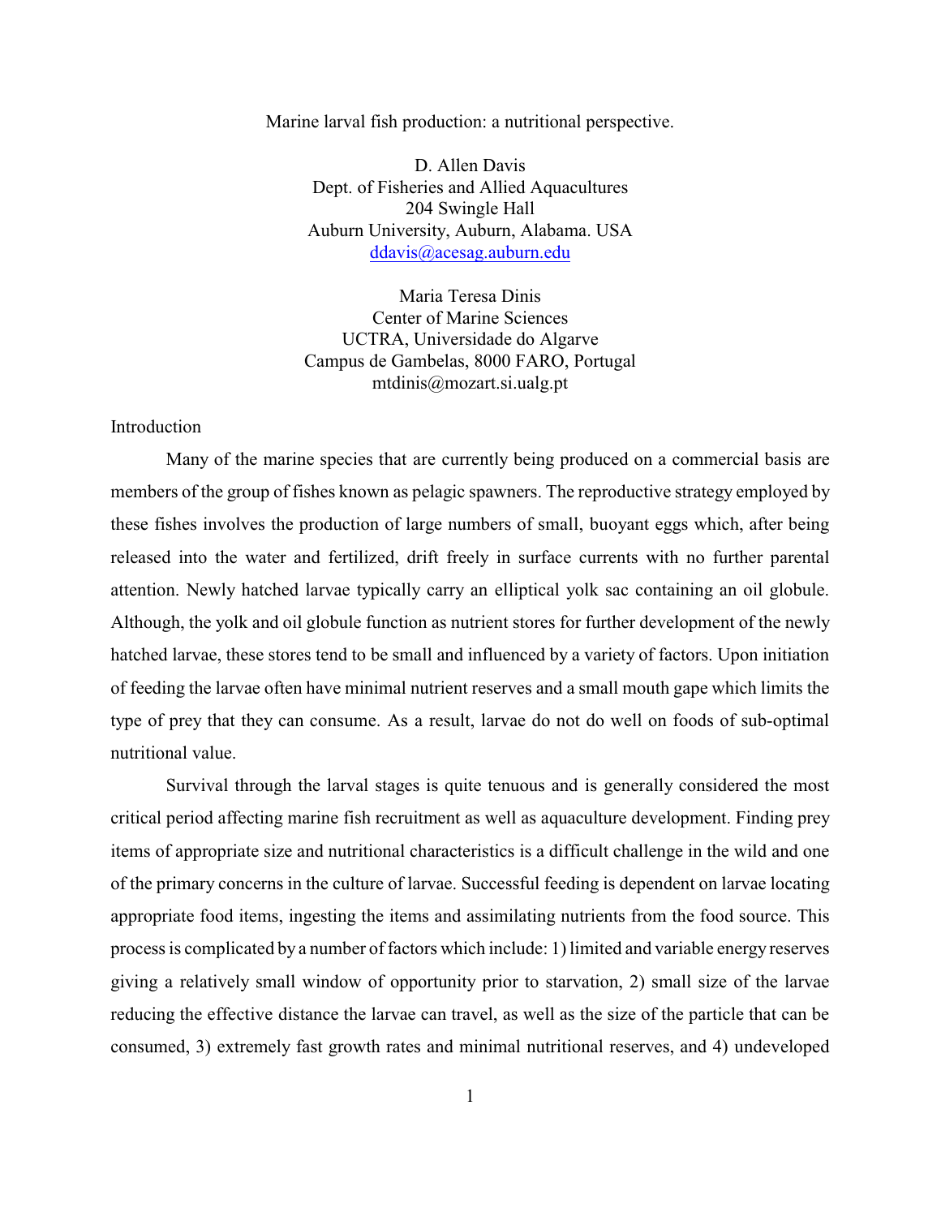# Marine larval fish production: a nutritional perspective.

D. Allen Davis
Dept. of Fisheries and Allied Aquacultures
204 Swingle Hall
Auburn University, Auburn, Alabama. USA
ddavis@acesag.auburn.edu

Maria Teresa Dinis
Center of Marine Sciences
UCTRA, Universidade do Algarve
Campus de Gambelas, 8000 FARO, Portugal
mtdinis@mozart.si.ualg.pt

## Introduction

Many of the marine species that are currently being produced on a commercial basis are members of the group of fishes known as pelagic spawners. The reproductive strategy employed by these fishes involves the production of large numbers of small, buoyant eggs which, after being released into the water and fertilized, drift freely in surface currents with no further parental attention. Newly hatched larvae typically carry an elliptical yolk sac containing an oil globule. Although, the yolk and oil globule function as nutrient stores for further development of the newly hatched larvae, these stores tend to be small and influenced by a variety of factors. Upon initiation of feeding the larvae often have minimal nutrient reserves and a small mouth gape which limits the type of prey that they can consume. As a result, larvae do not do well on foods of sub-optimal nutritional value.

Survival through the larval stages is quite tenuous and is generally considered the most critical period affecting marine fish recruitment as well as aquaculture development. Finding prey items of appropriate size and nutritional characteristics is a difficult challenge in the wild and one of the primary concerns in the culture of larvae. Successful feeding is dependent on larvae locating appropriate food items, ingesting the items and assimilating nutrients from the food source. This process is complicated by a number of factors which include: 1) limited and variable energy reserves giving a relatively small window of opportunity prior to starvation, 2) small size of the larvae reducing the effective distance the larvae can travel, as well as the size of the particle that can be consumed, 3) extremely fast growth rates and minimal nutritional reserves, and 4) undeveloped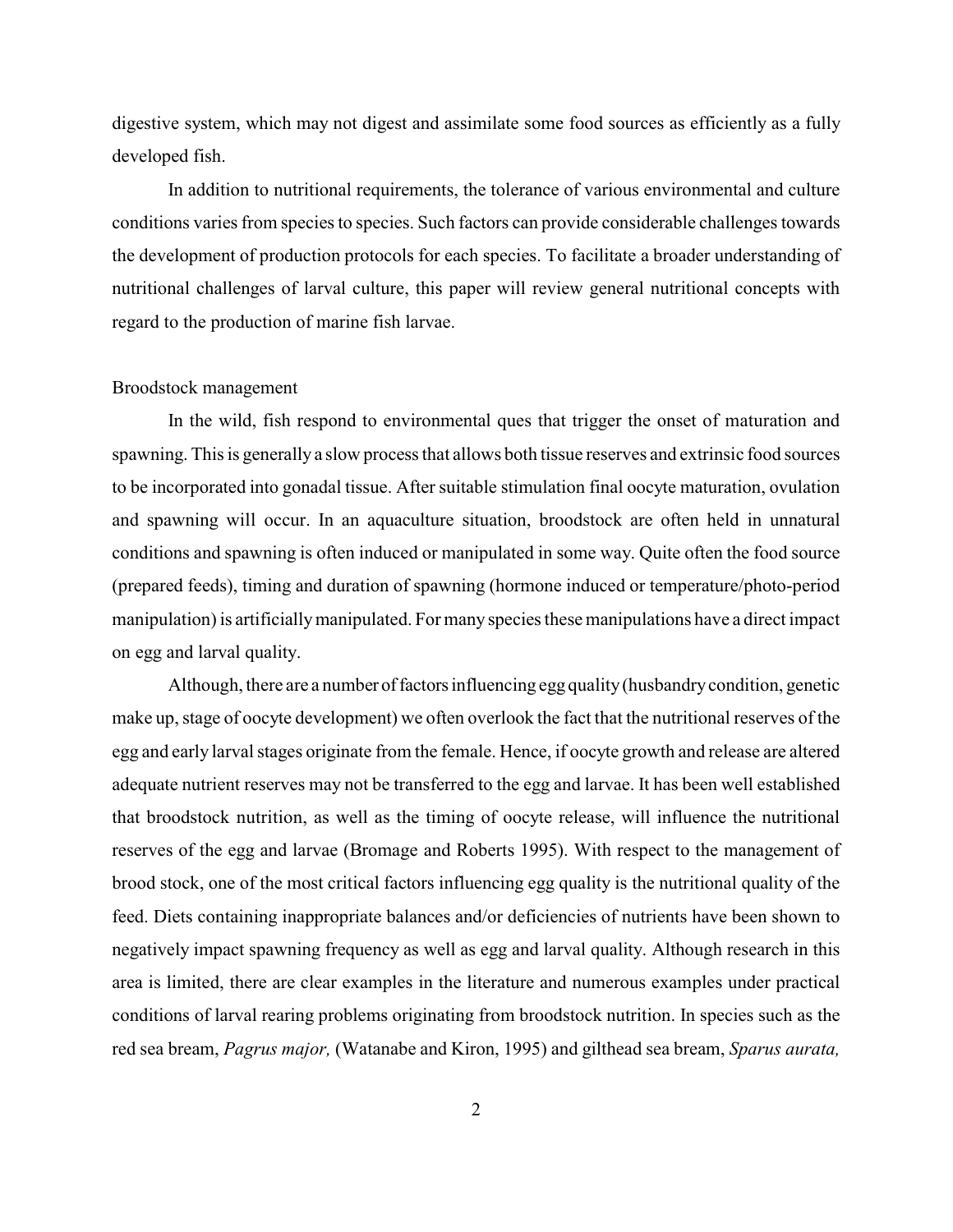digestive system, which may not digest and assimilate some food sources as efficiently as a fully developed fish.

In addition to nutritional requirements, the tolerance of various environmental and culture conditions varies from species to species. Such factors can provide considerable challenges towards the development of production protocols for each species. To facilitate a broader understanding of nutritional challenges of larval culture, this paper will review general nutritional concepts with regard to the production of marine fish larvae.

## Broodstock management

In the wild, fish respond to environmental ques that trigger the onset of maturation and spawning. This is generally a slow process that allows both tissue reserves and extrinsic food sources to be incorporated into gonadal tissue. After suitable stimulation final oocyte maturation, ovulation and spawning will occur. In an aquaculture situation, broodstock are often held in unnatural conditions and spawning is often induced or manipulated in some way. Quite often the food source (prepared feeds), timing and duration of spawning (hormone induced or temperature/photo-period manipulation) is artificially manipulated. For many species these manipulations have a direct impact on egg and larval quality.

Although, there are a number of factors influencing egg quality (husbandry condition, genetic make up, stage of oocyte development) we often overlook the fact that the nutritional reserves of the egg and early larval stages originate from the female. Hence, if oocyte growth and release are altered adequate nutrient reserves may not be transferred to the egg and larvae. It has been well established that broodstock nutrition, as well as the timing of oocyte release, will influence the nutritional reserves of the egg and larvae (Bromage and Roberts 1995). With respect to the management of brood stock, one of the most critical factors influencing egg quality is the nutritional quality of the feed. Diets containing inappropriate balances and/or deficiencies of nutrients have been shown to negatively impact spawning frequency as well as egg and larval quality. Although research in this area is limited, there are clear examples in the literature and numerous examples under practical conditions of larval rearing problems originating from broodstock nutrition. In species such as the red sea bream, *Pagrus major,* (Watanabe and Kiron, 1995) and gilthead sea bream, *Sparus aurata,*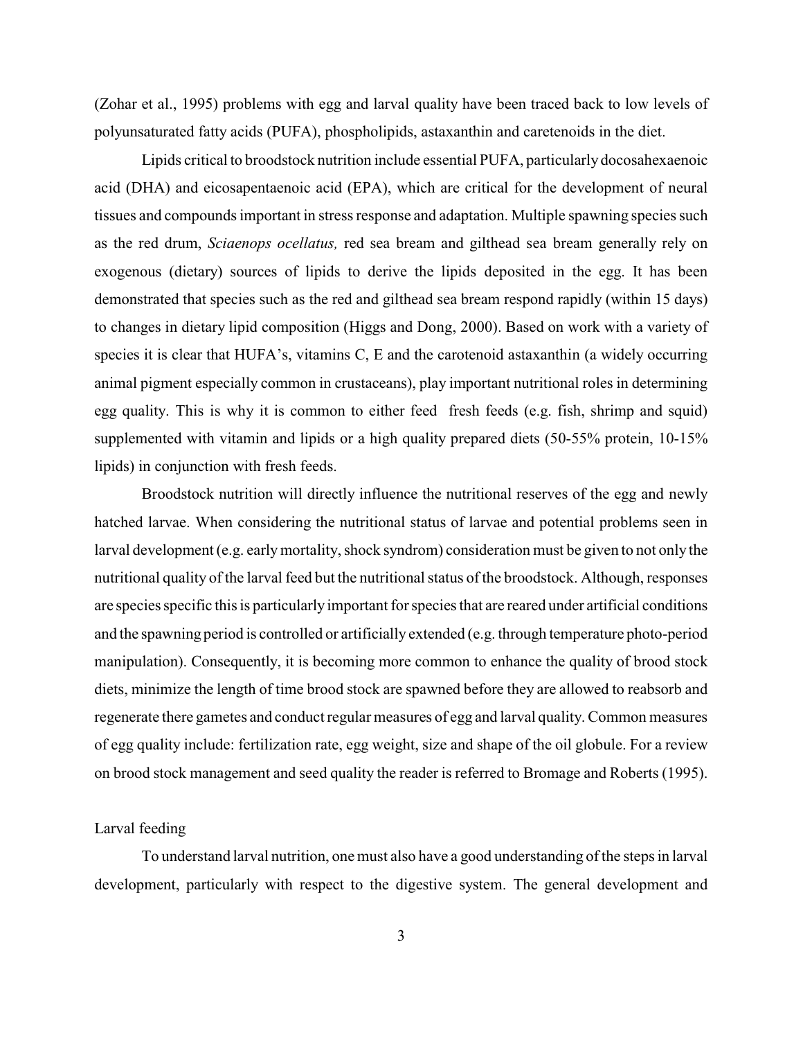(Zohar et al., 1995) problems with egg and larval quality have been traced back to low levels of polyunsaturated fatty acids (PUFA), phospholipids, astaxanthin and caretenoids in the diet.

Lipids critical to broodstock nutrition include essential PUFA, particularly docosahexaenoic acid (DHA) and eicosapentaenoic acid (EPA), which are critical for the development of neural tissues and compounds important in stress response and adaptation. Multiple spawning species such as the red drum, *Sciaenops ocellatus,* red sea bream and gilthead sea bream generally rely on exogenous (dietary) sources of lipids to derive the lipids deposited in the egg. It has been demonstrated that species such as the red and gilthead sea bream respond rapidly (within 15 days) to changes in dietary lipid composition (Higgs and Dong, 2000). Based on work with a variety of species it is clear that HUFA's, vitamins C, E and the carotenoid astaxanthin (a widely occurring animal pigment especially common in crustaceans), play important nutritional roles in determining egg quality. This is why it is common to either feed fresh feeds (e.g. fish, shrimp and squid) supplemented with vitamin and lipids or a high quality prepared diets (50-55% protein, 10-15% lipids) in conjunction with fresh feeds.

Broodstock nutrition will directly influence the nutritional reserves of the egg and newly hatched larvae. When considering the nutritional status of larvae and potential problems seen in larval development (e.g. early mortality, shock syndrom) consideration must be given to not only the nutritional quality of the larval feed but the nutritional status of the broodstock. Although, responses are species specific this is particularly important for species that are reared under artificial conditions and the spawning period is controlled or artificially extended (e.g. through temperature photo-period manipulation). Consequently, it is becoming more common to enhance the quality of brood stock diets, minimize the length of time brood stock are spawned before they are allowed to reabsorb and regenerate there gametes and conduct regular measures of egg and larval quality. Common measures of egg quality include: fertilization rate, egg weight, size and shape of the oil globule. For a review on brood stock management and seed quality the reader is referred to Bromage and Roberts (1995).

## Larval feeding

To understand larval nutrition, one must also have a good understanding of the steps in larval development, particularly with respect to the digestive system. The general development and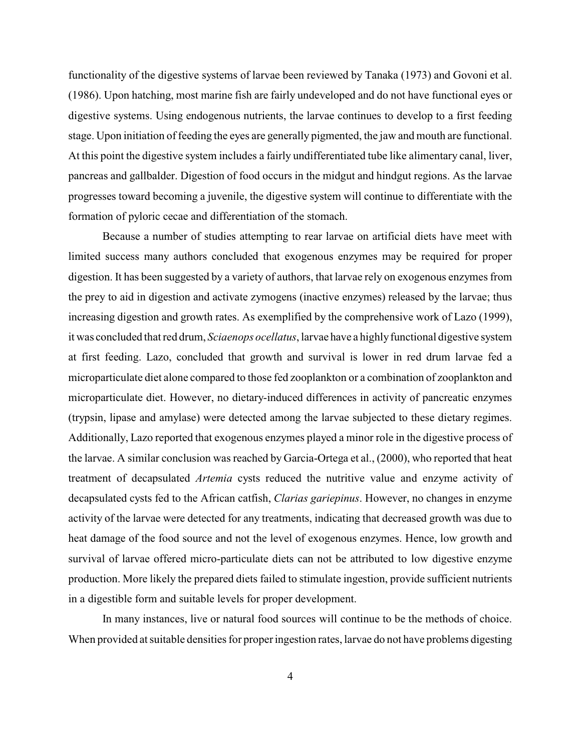functionality of the digestive systems of larvae been reviewed by Tanaka (1973) and Govoni et al. (1986). Upon hatching, most marine fish are fairly undeveloped and do not have functional eyes or digestive systems. Using endogenous nutrients, the larvae continues to develop to a first feeding stage. Upon initiation of feeding the eyes are generally pigmented, the jaw and mouth are functional. At this point the digestive system includes a fairly undifferentiated tube like alimentary canal, liver, pancreas and gallbalder. Digestion of food occurs in the midgut and hindgut regions. As the larvae progresses toward becoming a juvenile, the digestive system will continue to differentiate with the formation of pyloric cecae and differentiation of the stomach.

Because a number of studies attempting to rear larvae on artificial diets have meet with limited success many authors concluded that exogenous enzymes may be required for proper digestion. It has been suggested by a variety of authors, that larvae rely on exogenous enzymes from the prey to aid in digestion and activate zymogens (inactive enzymes) released by the larvae; thus increasing digestion and growth rates. As exemplified by the comprehensive work of Lazo (1999), it was concluded that red drum, *Sciaenops ocellatus*, larvae have a highly functional digestive system at first feeding. Lazo, concluded that growth and survival is lower in red drum larvae fed a microparticulate diet alone compared to those fed zooplankton or a combination of zooplankton and microparticulate diet. However, no dietary-induced differences in activity of pancreatic enzymes (trypsin, lipase and amylase) were detected among the larvae subjected to these dietary regimes. Additionally, Lazo reported that exogenous enzymes played a minor role in the digestive process of the larvae. A similar conclusion was reached by Garcia-Ortega et al., (2000), who reported that heat treatment of decapsulated *Artemia* cysts reduced the nutritive value and enzyme activity of decapsulated cysts fed to the African catfish, *Clarias gariepinus*. However, no changes in enzyme activity of the larvae were detected for any treatments, indicating that decreased growth was due to heat damage of the food source and not the level of exogenous enzymes. Hence, low growth and survival of larvae offered micro-particulate diets can not be attributed to low digestive enzyme production. More likely the prepared diets failed to stimulate ingestion, provide sufficient nutrients in a digestible form and suitable levels for proper development.

In many instances, live or natural food sources will continue to be the methods of choice. When provided at suitable densities for proper ingestion rates, larvae do not have problems digesting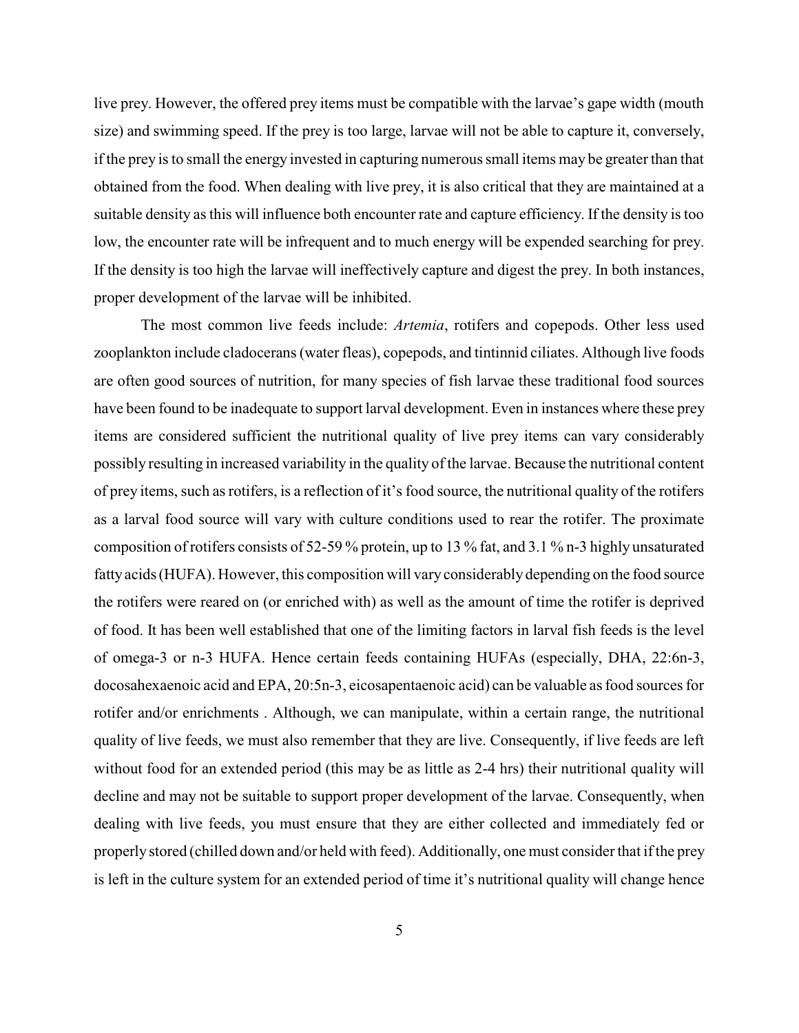live prey. However, the offered prey items must be compatible with the larvae's gape width (mouth size) and swimming speed. If the prey is too large, larvae will not be able to capture it, conversely, if the prey is to small the energy invested in capturing numerous small items may be greater than that obtained from the food. When dealing with live prey, it is also critical that they are maintained at a suitable density as this will influence both encounter rate and capture efficiency. If the density is too low, the encounter rate will be infrequent and to much energy will be expended searching for prey. If the density is too high the larvae will ineffectively capture and digest the prey. In both instances, proper development of the larvae will be inhibited.

The most common live feeds include: *Artemia*, rotifers and copepods. Other less used zooplankton include cladocerans (water fleas), copepods, and tintinnid ciliates. Although live foods are often good sources of nutrition, for many species of fish larvae these traditional food sources have been found to be inadequate to support larval development. Even in instances where these prey items are considered sufficient the nutritional quality of live prey items can vary considerably possibly resulting in increased variability in the quality of the larvae. Because the nutritional content of prey items, such as rotifers, is a reflection of it's food source, the nutritional quality of the rotifers as a larval food source will vary with culture conditions used to rear the rotifer. The proximate composition of rotifers consists of 52-59 % protein, up to 13 % fat, and 3.1 % n-3 highly unsaturated fatty acids (HUFA). However, this composition will vary considerably depending on the food source the rotifers were reared on (or enriched with) as well as the amount of time the rotifer is deprived of food. It has been well established that one of the limiting factors in larval fish feeds is the level of omega-3 or n-3 HUFA. Hence certain feeds containing HUFAs (especially, DHA, 22:6n-3, docosahexaenoic acid and EPA, 20:5n-3, eicosapentaenoic acid) can be valuable as food sources for rotifer and/or enrichments . Although, we can manipulate, within a certain range, the nutritional quality of live feeds, we must also remember that they are live. Consequently, if live feeds are left without food for an extended period (this may be as little as 2-4 hrs) their nutritional quality will decline and may not be suitable to support proper development of the larvae. Consequently, when dealing with live feeds, you must ensure that they are either collected and immediately fed or properly stored (chilled down and/or held with feed). Additionally, one must consider that if the prey is left in the culture system for an extended period of time it's nutritional quality will change hence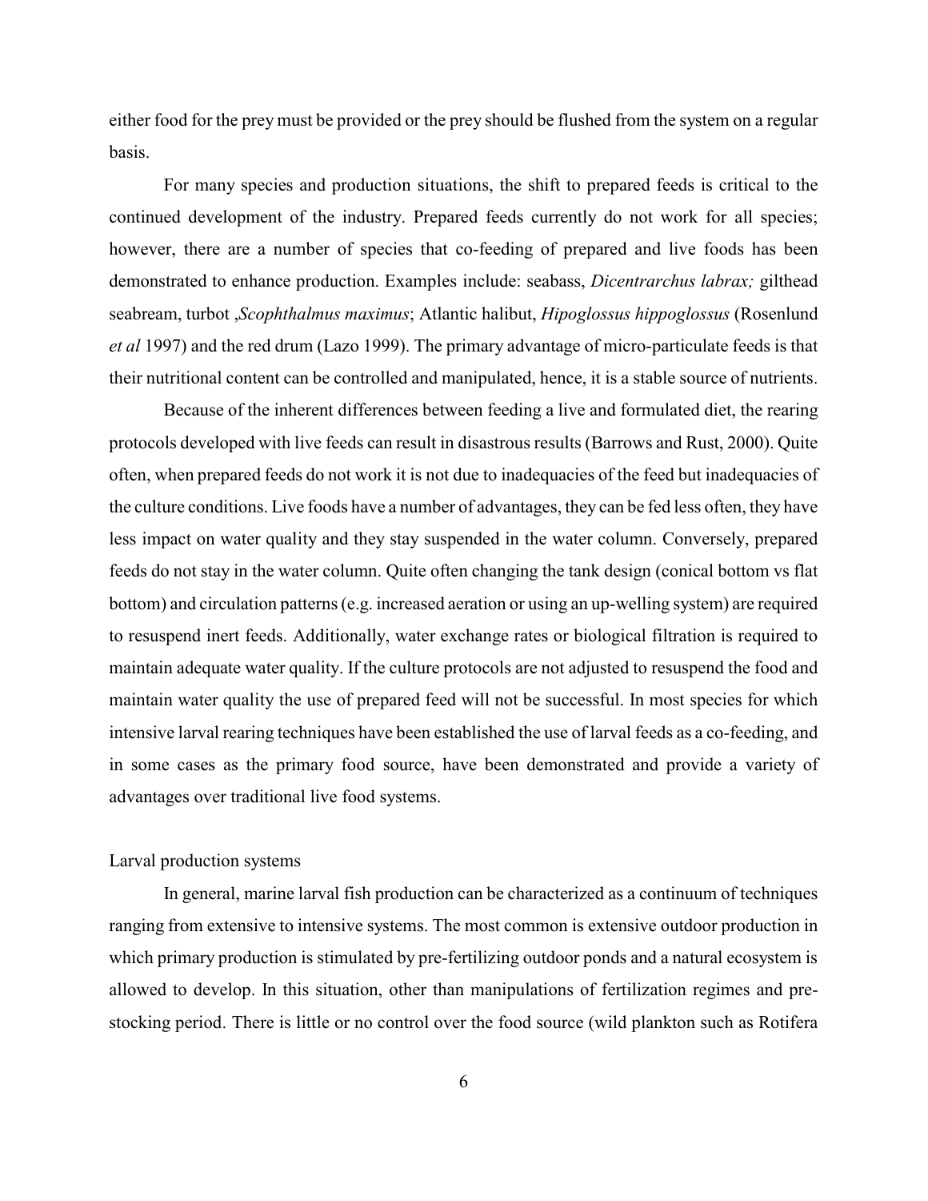either food for the prey must be provided or the prey should be flushed from the system on a regular basis.

For many species and production situations, the shift to prepared feeds is critical to the continued development of the industry. Prepared feeds currently do not work for all species; however, there are a number of species that co-feeding of prepared and live foods has been demonstrated to enhance production. Examples include: seabass, *Dicentrarchus labrax;* gilthead seabream, turbot ,*Scophthalmus maximus*; Atlantic halibut, *Hipoglossus hippoglossus* (Rosenlund *et al* 1997) and the red drum (Lazo 1999). The primary advantage of micro-particulate feeds is that their nutritional content can be controlled and manipulated, hence, it is a stable source of nutrients.

Because of the inherent differences between feeding a live and formulated diet, the rearing protocols developed with live feeds can result in disastrous results (Barrows and Rust, 2000). Quite often, when prepared feeds do not work it is not due to inadequacies of the feed but inadequacies of the culture conditions. Live foods have a number of advantages, they can be fed less often, they have less impact on water quality and they stay suspended in the water column. Conversely, prepared feeds do not stay in the water column. Quite often changing the tank design (conical bottom vs flat bottom) and circulation patterns (e.g. increased aeration or using an up-welling system) are required to resuspend inert feeds. Additionally, water exchange rates or biological filtration is required to maintain adequate water quality. If the culture protocols are not adjusted to resuspend the food and maintain water quality the use of prepared feed will not be successful. In most species for which intensive larval rearing techniques have been established the use of larval feeds as a co-feeding, and in some cases as the primary food source, have been demonstrated and provide a variety of advantages over traditional live food systems.

## Larval production systems

In general, marine larval fish production can be characterized as a continuum of techniques ranging from extensive to intensive systems. The most common is extensive outdoor production in which primary production is stimulated by pre-fertilizing outdoor ponds and a natural ecosystem is allowed to develop. In this situation, other than manipulations of fertilization regimes and pre-stocking period. There is little or no control over the food source (wild plankton such as Rotifera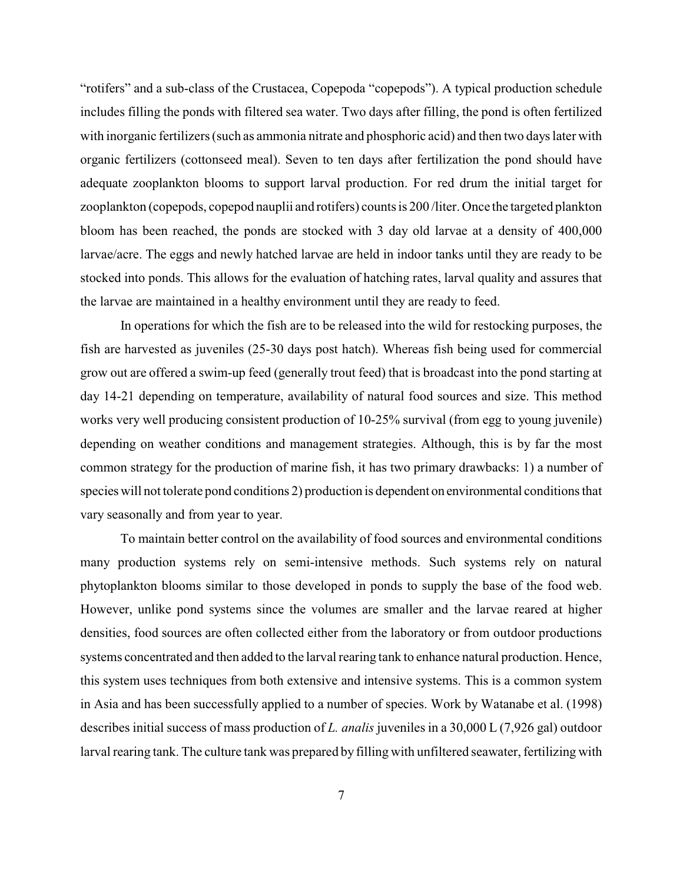"rotifers" and a sub-class of the Crustacea, Copepoda "copepods"). A typical production schedule includes filling the ponds with filtered sea water. Two days after filling, the pond is often fertilized with inorganic fertilizers (such as ammonia nitrate and phosphoric acid) and then two days later with organic fertilizers (cottonseed meal). Seven to ten days after fertilization the pond should have adequate zooplankton blooms to support larval production. For red drum the initial target for zooplankton (copepods, copepod nauplii and rotifers) counts is 200 /liter. Once the targeted plankton bloom has been reached, the ponds are stocked with 3 day old larvae at a density of 400,000 larvae/acre. The eggs and newly hatched larvae are held in indoor tanks until they are ready to be stocked into ponds. This allows for the evaluation of hatching rates, larval quality and assures that the larvae are maintained in a healthy environment until they are ready to feed.

In operations for which the fish are to be released into the wild for restocking purposes, the fish are harvested as juveniles (25-30 days post hatch). Whereas fish being used for commercial grow out are offered a swim-up feed (generally trout feed) that is broadcast into the pond starting at day 14-21 depending on temperature, availability of natural food sources and size. This method works very well producing consistent production of 10-25% survival (from egg to young juvenile) depending on weather conditions and management strategies. Although, this is by far the most common strategy for the production of marine fish, it has two primary drawbacks: 1) a number of species will not tolerate pond conditions 2) production is dependent on environmental conditions that vary seasonally and from year to year.

To maintain better control on the availability of food sources and environmental conditions many production systems rely on semi-intensive methods. Such systems rely on natural phytoplankton blooms similar to those developed in ponds to supply the base of the food web. However, unlike pond systems since the volumes are smaller and the larvae reared at higher densities, food sources are often collected either from the laboratory or from outdoor productions systems concentrated and then added to the larval rearing tank to enhance natural production. Hence, this system uses techniques from both extensive and intensive systems. This is a common system in Asia and has been successfully applied to a number of species. Work by Watanabe et al. (1998) describes initial success of mass production of *L. analis* juveniles in a 30,000 L (7,926 gal) outdoor larval rearing tank. The culture tank was prepared by filling with unfiltered seawater, fertilizing with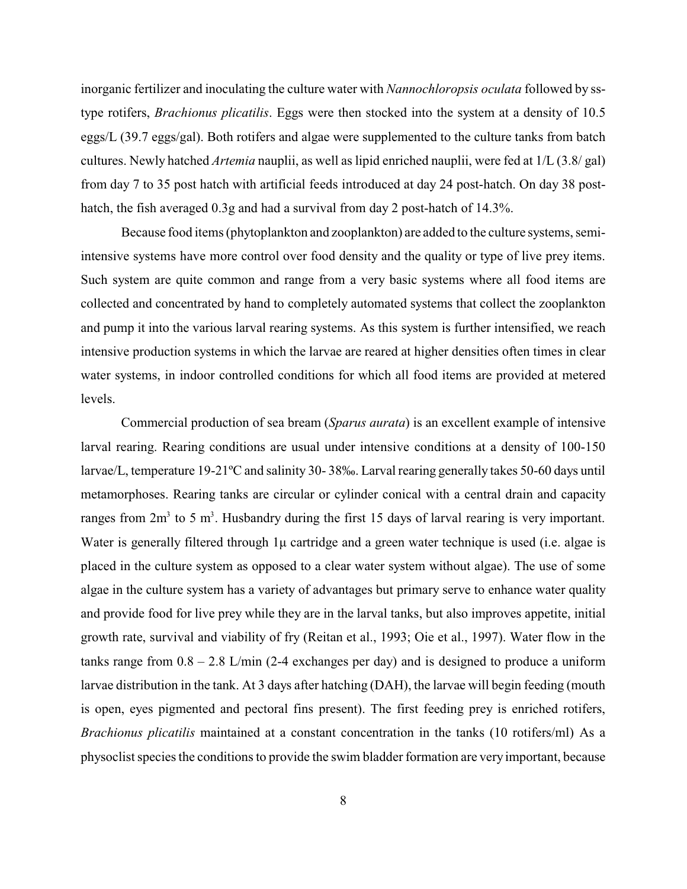inorganic fertilizer and inoculating the culture water with *Nannochloropsis oculata* followed by ss-type rotifers, *Brachionus plicatilis*. Eggs were then stocked into the system at a density of 10.5 eggs/L (39.7 eggs/gal). Both rotifers and algae were supplemented to the culture tanks from batch cultures. Newly hatched *Artemia* nauplii, as well as lipid enriched nauplii, were fed at 1/L (3.8/ gal) from day 7 to 35 post hatch with artificial feeds introduced at day 24 post-hatch. On day 38 post-hatch, the fish averaged 0.3g and had a survival from day 2 post-hatch of 14.3%.

Because food items (phytoplankton and zooplankton) are added to the culture systems, semi-intensive systems have more control over food density and the quality or type of live prey items. Such system are quite common and range from a very basic systems where all food items are collected and concentrated by hand to completely automated systems that collect the zooplankton and pump it into the various larval rearing systems. As this system is further intensified, we reach intensive production systems in which the larvae are reared at higher densities often times in clear water systems, in indoor controlled conditions for which all food items are provided at metered levels.

Commercial production of sea bream (*Sparus aurata*) is an excellent example of intensive larval rearing. Rearing conditions are usual under intensive conditions at a density of 100-150 larvae/L, temperature 19-21ºC and salinity 30- 38‰. Larval rearing generally takes 50-60 days until metamorphoses. Rearing tanks are circular or cylinder conical with a central drain and capacity ranges from $2m^3$ to 5 $m^3$. Husbandry during the first 15 days of larval rearing is very important. Water is generally filtered through 1µ cartridge and a green water technique is used (i.e. algae is placed in the culture system as opposed to a clear water system without algae). The use of some algae in the culture system has a variety of advantages but primary serve to enhance water quality and provide food for live prey while they are in the larval tanks, but also improves appetite, initial growth rate, survival and viability of fry (Reitan et al., 1993; Oie et al., 1997). Water flow in the tanks range from 0.8 – 2.8 L/min (2-4 exchanges per day) and is designed to produce a uniform larvae distribution in the tank. At 3 days after hatching (DAH), the larvae will begin feeding (mouth is open, eyes pigmented and pectoral fins present). The first feeding prey is enriched rotifers, *Brachionus plicatilis* maintained at a constant concentration in the tanks (10 rotifers/ml) As a physoclist species the conditions to provide the swim bladder formation are very important, because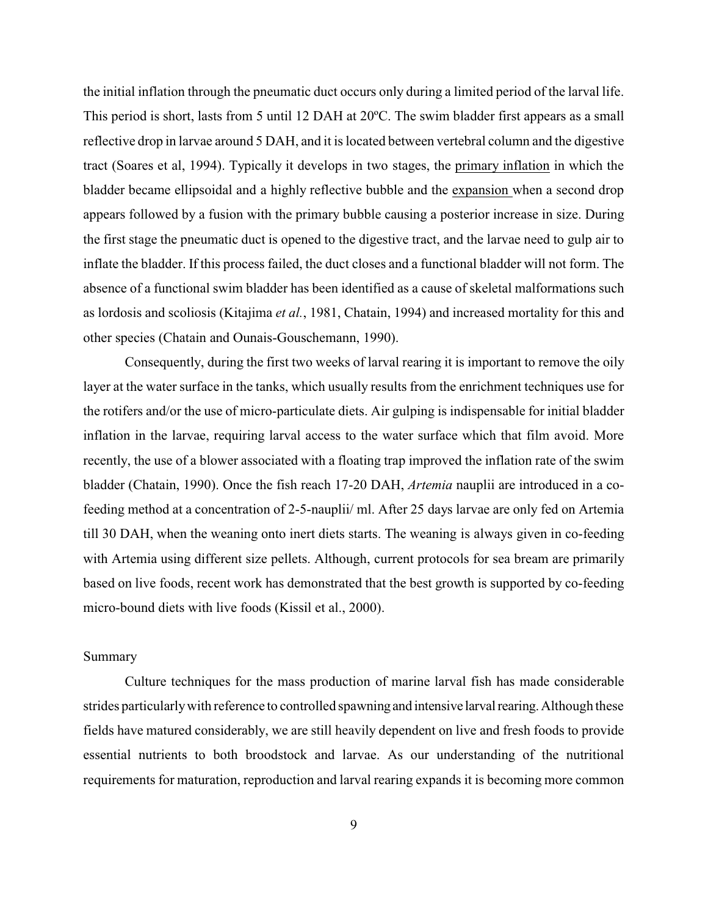the initial inflation through the pneumatic duct occurs only during a limited period of the larval life. This period is short, lasts from 5 until 12 DAH at 20ºC. The swim bladder first appears as a small reflective drop in larvae around 5 DAH, and it is located between vertebral column and the digestive tract (Soares et al, 1994). Typically it develops in two stages, the primary inflation in which the bladder became ellipsoidal and a highly reflective bubble and the expansion when a second drop appears followed by a fusion with the primary bubble causing a posterior increase in size. During the first stage the pneumatic duct is opened to the digestive tract, and the larvae need to gulp air to inflate the bladder. If this process failed, the duct closes and a functional bladder will not form. The absence of a functional swim bladder has been identified as a cause of skeletal malformations such as lordosis and scoliosis (Kitajima *et al.*, 1981, Chatain, 1994) and increased mortality for this and other species (Chatain and Ounais-Gouschemann, 1990).

Consequently, during the first two weeks of larval rearing it is important to remove the oily layer at the water surface in the tanks, which usually results from the enrichment techniques use for the rotifers and/or the use of micro-particulate diets. Air gulping is indispensable for initial bladder inflation in the larvae, requiring larval access to the water surface which that film avoid. More recently, the use of a blower associated with a floating trap improved the inflation rate of the swim bladder (Chatain, 1990). Once the fish reach 17-20 DAH, *Artemia* nauplii are introduced in a co-feeding method at a concentration of 2-5-nauplii/ ml. After 25 days larvae are only fed on Artemia till 30 DAH, when the weaning onto inert diets starts. The weaning is always given in co-feeding with Artemia using different size pellets. Although, current protocols for sea bream are primarily based on live foods, recent work has demonstrated that the best growth is supported by co-feeding micro-bound diets with live foods (Kissil et al., 2000).

Summary

Culture techniques for the mass production of marine larval fish has made considerable strides particularly with reference to controlled spawning and intensive larval rearing. Although these fields have matured considerably, we are still heavily dependent on live and fresh foods to provide essential nutrients to both broodstock and larvae. As our understanding of the nutritional requirements for maturation, reproduction and larval rearing expands it is becoming more common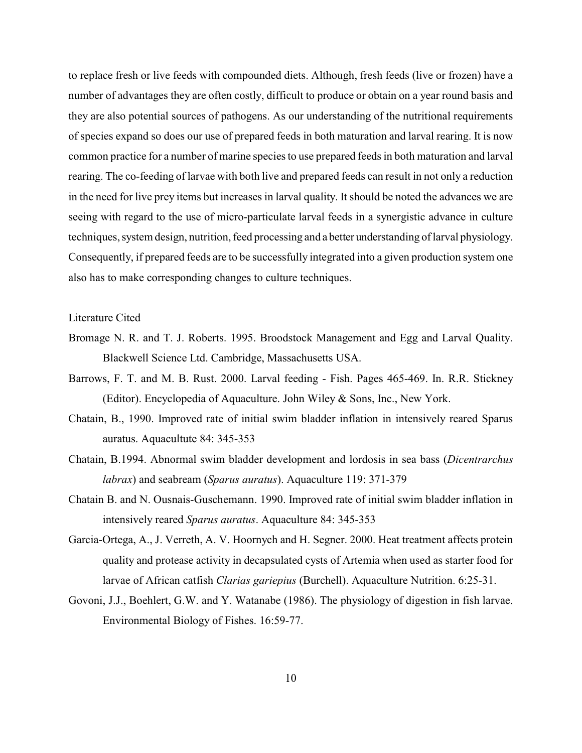to replace fresh or live feeds with compounded diets. Although, fresh feeds (live or frozen) have a number of advantages they are often costly, difficult to produce or obtain on a year round basis and they are also potential sources of pathogens. As our understanding of the nutritional requirements of species expand so does our use of prepared feeds in both maturation and larval rearing. It is now common practice for a number of marine species to use prepared feeds in both maturation and larval rearing. The co-feeding of larvae with both live and prepared feeds can result in not only a reduction in the need for live prey items but increases in larval quality. It should be noted the advances we are seeing with regard to the use of micro-particulate larval feeds in a synergistic advance in culture techniques, system design, nutrition, feed processing and a better understanding of larval physiology. Consequently, if prepared feeds are to be successfully integrated into a given production system one also has to make corresponding changes to culture techniques.

Literature Cited

Bromage N. R. and T. J. Roberts. 1995. Broodstock Management and Egg and Larval Quality. Blackwell Science Ltd. Cambridge, Massachusetts USA.

Barrows, F. T. and M. B. Rust. 2000. Larval feeding - Fish. Pages 465-469. In. R.R. Stickney (Editor). Encyclopedia of Aquaculture. John Wiley & Sons, Inc., New York.

Chatain, B., 1990. Improved rate of initial swim bladder inflation in intensively reared Sparus auratus. Aquacultute 84: 345-353

Chatain, B.1994. Abnormal swim bladder development and lordosis in sea bass (*Dicentrarchus labrax*) and seabream (*Sparus auratus*). Aquaculture 119: 371-379

Chatain B. and N. Ousnais-Guschemann. 1990. Improved rate of initial swim bladder inflation in intensively reared *Sparus auratus*. Aquaculture 84: 345-353

Garcia-Ortega, A., J. Verreth, A. V. Hoornych and H. Segner. 2000. Heat treatment affects protein quality and protease activity in decapsulated cysts of Artemia when used as starter food for larvae of African catfish *Clarias gariepius* (Burchell). Aquaculture Nutrition. 6:25-31.

Govoni, J.J., Boehlert, G.W. and Y. Watanabe (1986). The physiology of digestion in fish larvae. Environmental Biology of Fishes. 16:59-77.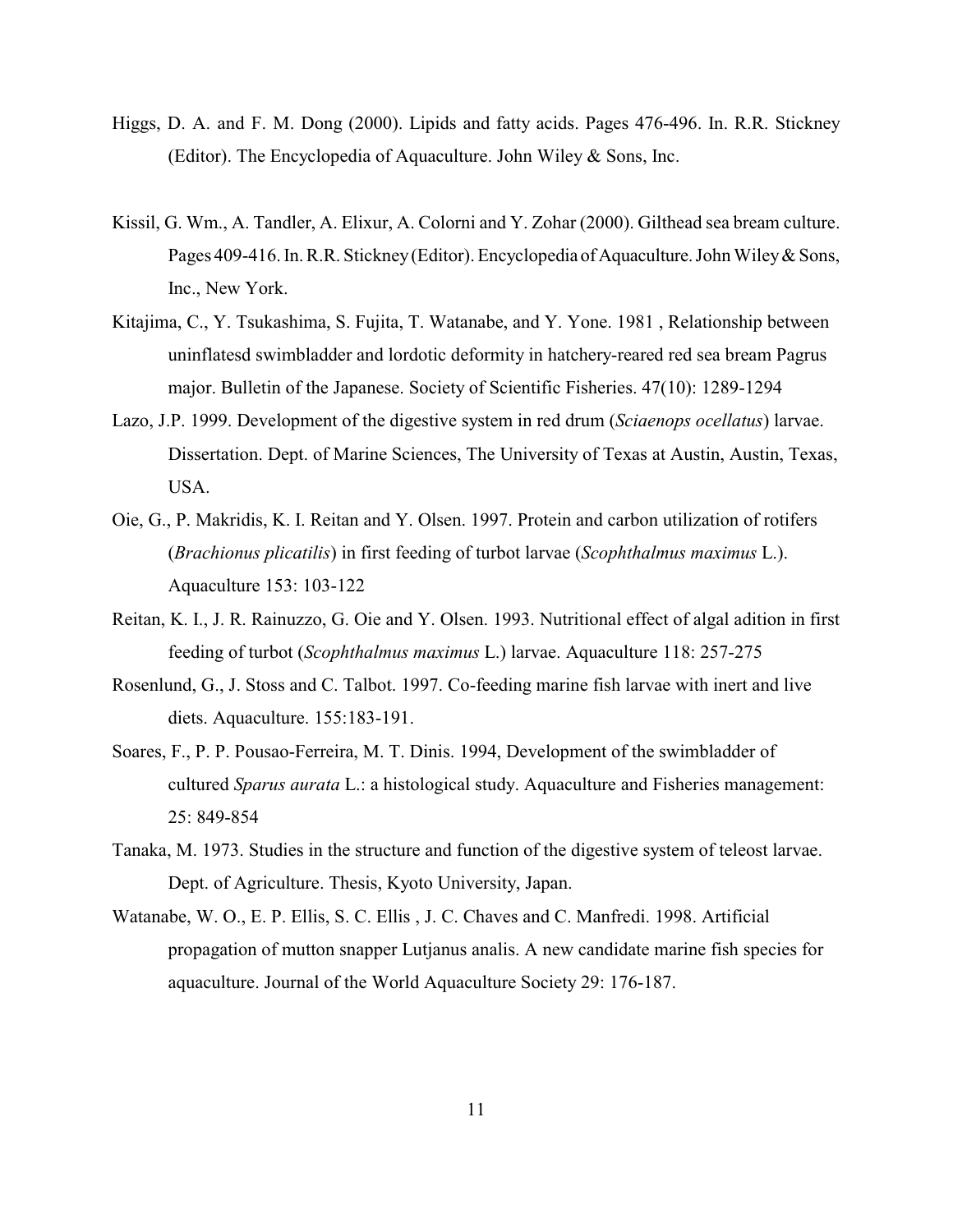Higgs, D. A. and F. M. Dong (2000). Lipids and fatty acids. Pages 476-496. In. R.R. Stickney (Editor). The Encyclopedia of Aquaculture. John Wiley & Sons, Inc.

Kissil, G. Wm., A. Tandler, A. Elixur, A. Colorni and Y. Zohar (2000). Gilthead sea bream culture. Pages 409-416. In. R.R. Stickney (Editor). Encyclopedia of Aquaculture. John Wiley & Sons, Inc., New York.

Kitajima, C., Y. Tsukashima, S. Fujita, T. Watanabe, and Y. Yone. 1981 , Relationship between uninflatesd swimbladder and lordotic deformity in hatchery-reared red sea bream Pagrus major. Bulletin of the Japanese. Society of Scientific Fisheries. 47(10): 1289-1294

Lazo, J.P. 1999. Development of the digestive system in red drum (*Sciaenops ocellatus*) larvae. Dissertation. Dept. of Marine Sciences, The University of Texas at Austin, Austin, Texas, USA.

Oie, G., P. Makridis, K. I. Reitan and Y. Olsen. 1997. Protein and carbon utilization of rotifers (*Brachionus plicatilis*) in first feeding of turbot larvae (*Scophthalmus maximus* L.). Aquaculture 153: 103-122

Reitan, K. I., J. R. Rainuzzo, G. Oie and Y. Olsen. 1993. Nutritional effect of algal adition in first feeding of turbot (*Scophthalmus maximus* L.) larvae. Aquaculture 118: 257-275

Rosenlund, G., J. Stoss and C. Talbot. 1997. Co-feeding marine fish larvae with inert and live diets. Aquaculture. 155:183-191.

Soares, F., P. P. Pousao-Ferreira, M. T. Dinis. 1994, Development of the swimbladder of cultured *Sparus aurata* L.: a histological study. Aquaculture and Fisheries management: 25: 849-854

Tanaka, M. 1973. Studies in the structure and function of the digestive system of teleost larvae. Dept. of Agriculture. Thesis, Kyoto University, Japan.

Watanabe, W. O., E. P. Ellis, S. C. Ellis , J. C. Chaves and C. Manfredi. 1998. Artificial propagation of mutton snapper Lutjanus analis. A new candidate marine fish species for aquaculture. Journal of the World Aquaculture Society 29: 176-187.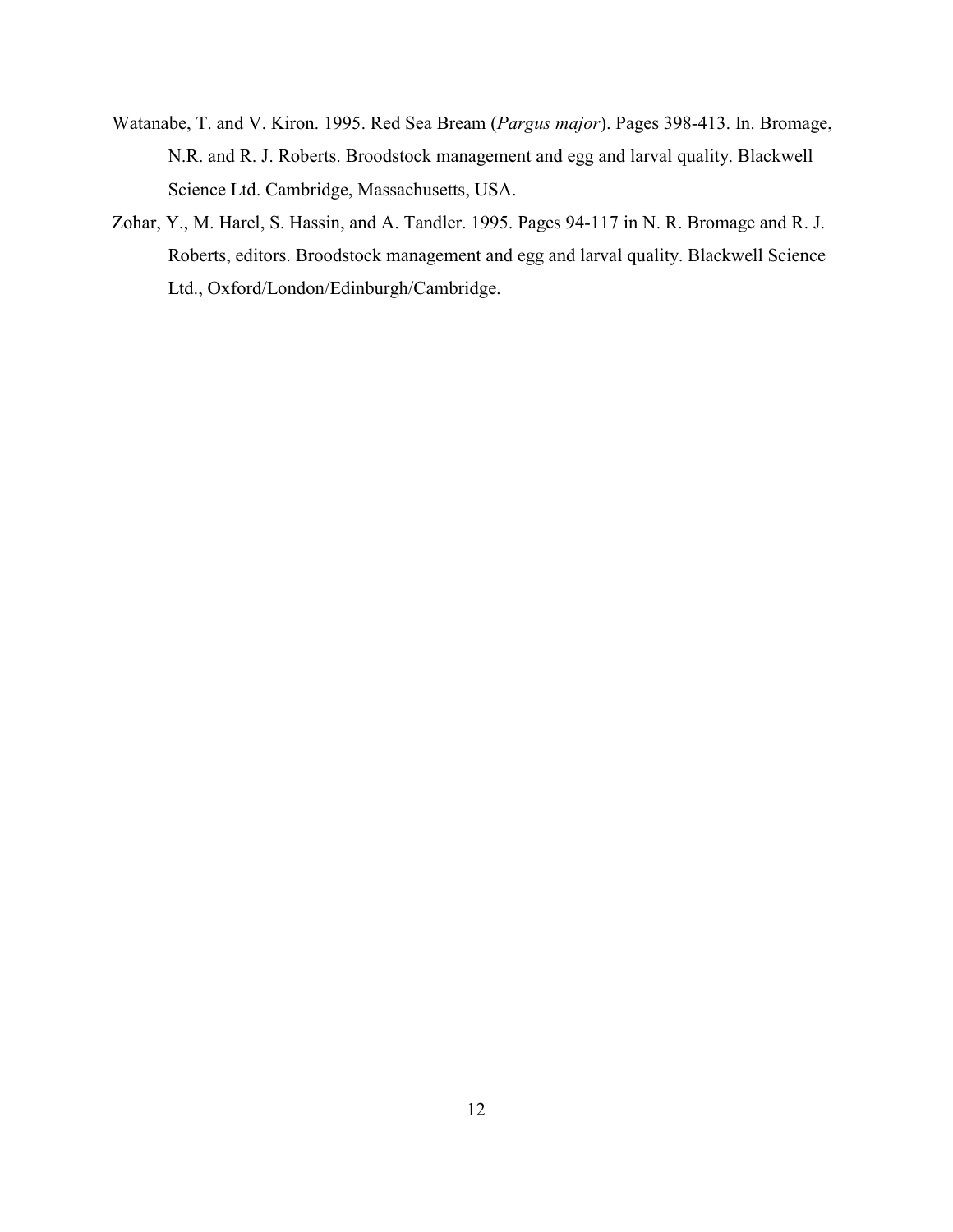Watanabe, T. and V. Kiron. 1995. Red Sea Bream (*Pargus major*). Pages 398-413. In. Bromage, N.R. and R. J. Roberts. Broodstock management and egg and larval quality. Blackwell Science Ltd. Cambridge, Massachusetts, USA.

Zohar, Y., M. Harel, S. Hassin, and A. Tandler. 1995. Pages 94-117 in N. R. Bromage and R. J. Roberts, editors. Broodstock management and egg and larval quality. Blackwell Science Ltd., Oxford/London/Edinburgh/Cambridge.